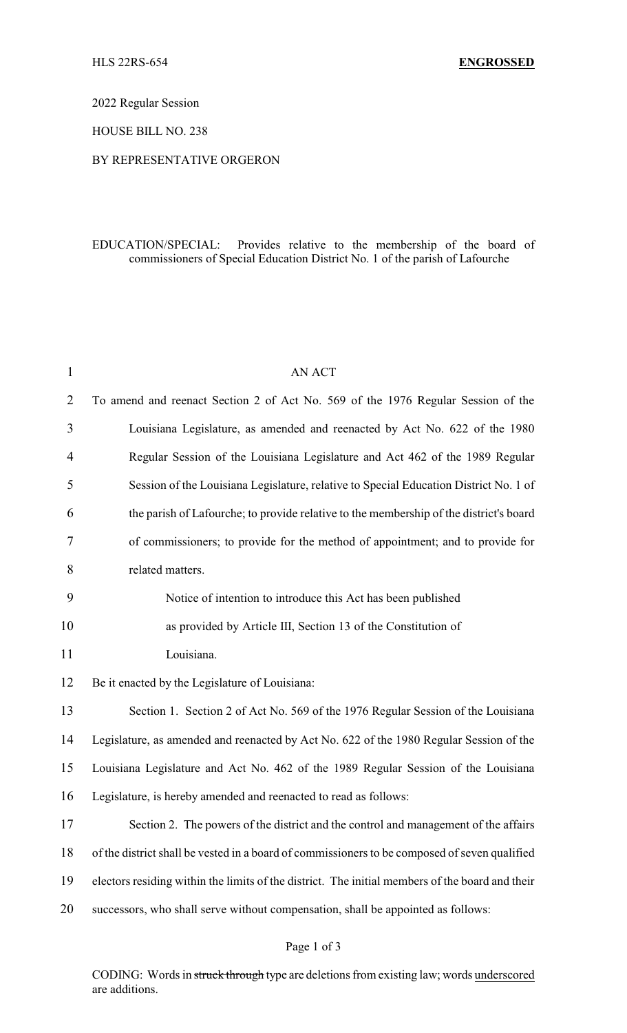HLS 22RS-654 **ENGROSSED**

2022 Regular Session

HOUSE BILL NO. 238

BY REPRESENTATIVE ORGERON

EDUCATION/SPECIAL: Provides relative to the membership of the board of commissioners of Special Education District No. 1 of the parish of Lafourche

AN ACT

To amend and reenact Section 2 of Act No. 569 of the 1976 Regular Session of the Louisiana Legislature, as amended and reenacted by Act No. 622 of the 1980 Regular Session of the Louisiana Legislature and Act 462 of the 1989 Regular Session of the Louisiana Legislature, relative to Special Education District No. 1 of the parish of Lafourche; to provide relative to the membership of the district's board of commissioners; to provide for the method of appointment; and to provide for related matters.

Notice of intention to introduce this Act has been published as provided by Article III, Section 13 of the Constitution of Louisiana.

Be it enacted by the Legislature of Louisiana:

Section 1. Section 2 of Act No. 569 of the 1976 Regular Session of the Louisiana Legislature, as amended and reenacted by Act No. 622 of the 1980 Regular Session of the Louisiana Legislature and Act No. 462 of the 1989 Regular Session of the Louisiana Legislature, is hereby amended and reenacted to read as follows:

Section 2. The powers of the district and the control and management of the affairs of the district shall be vested in a board of commissioners to be composed of seven qualified electors residing within the limits of the district. The initial members of the board and their successors, who shall serve without compensation, shall be appointed as follows:

CODING: Words in ~~struck through~~ type are deletions from existing law; words underscored are additions.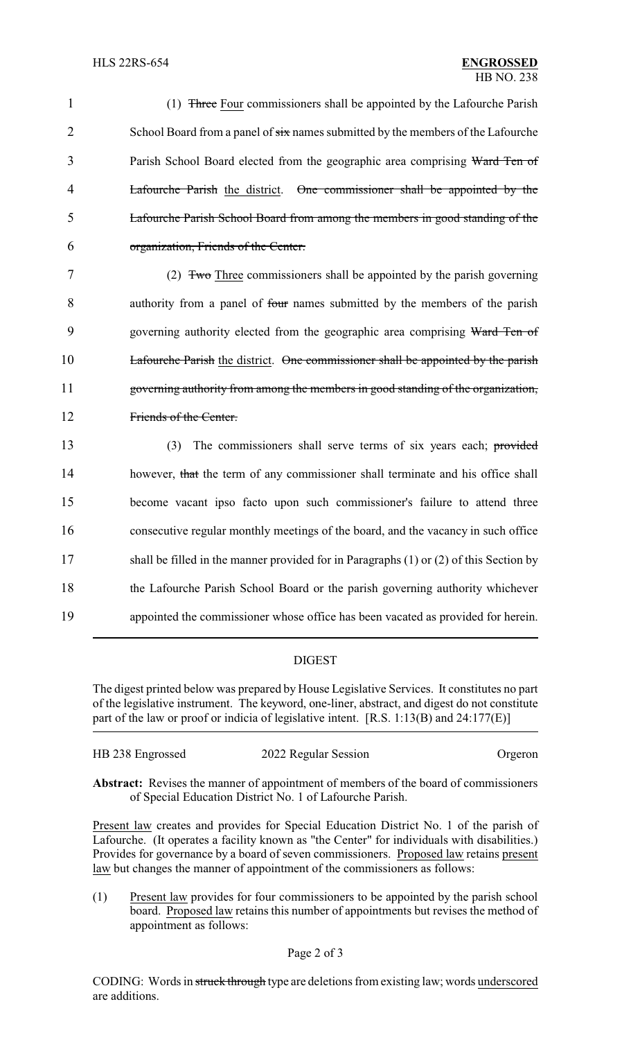(1) ~~Three~~ Four commissioners shall be appointed by the Lafourche Parish School Board from a panel of ~~six~~ names submitted by the members of the Lafourche Parish School Board elected from the geographic area comprising ~~Ward Ten of Lafourche Parish~~ the district. ~~One commissioner shall be appointed by the Lafourche Parish School Board from among the members in good standing of the organization, Friends of the Center.~~

(2) ~~Two~~ Three commissioners shall be appointed by the parish governing authority from a panel of ~~four~~ names submitted by the members of the parish governing authority elected from the geographic area comprising ~~Ward Ten of Lafourche Parish~~ the district. ~~One commissioner shall be appointed by the parish governing authority from among the members in good standing of the organization, Friends of the Center.~~

(3) The commissioners shall serve terms of six years each; ~~provided~~ however, ~~that~~ the term of any commissioner shall terminate and his office shall become vacant ipso facto upon such commissioner's failure to attend three consecutive regular monthly meetings of the board, and the vacancy in such office shall be filled in the manner provided for in Paragraphs (1) or (2) of this Section by the Lafourche Parish School Board or the parish governing authority whichever appointed the commissioner whose office has been vacated as provided for herein.

---

## DIGEST

The digest printed below was prepared by House Legislative Services. It constitutes no part of the legislative instrument. The keyword, one-liner, abstract, and digest do not constitute part of the law or proof or indicia of legislative intent. [R.S. 1:13(B) and 24:177(E)]

| HB 238 Engrossed | 2022 Regular Session | Orgeron |
|---|---|---|

**Abstract:** Revises the manner of appointment of members of the board of commissioners of Special Education District No. 1 of Lafourche Parish.

Present law creates and provides for Special Education District No. 1 of the parish of Lafourche. (It operates a facility known as "the Center" for individuals with disabilities.) Provides for governance by a board of seven commissioners. Proposed law retains present law but changes the manner of appointment of the commissioners as follows:

(1) Present law provides for four commissioners to be appointed by the parish school board. Proposed law retains this number of appointments but revises the method of appointment as follows:

CODING: Words in ~~struck through~~ type are deletions from existing law; words underscored are additions.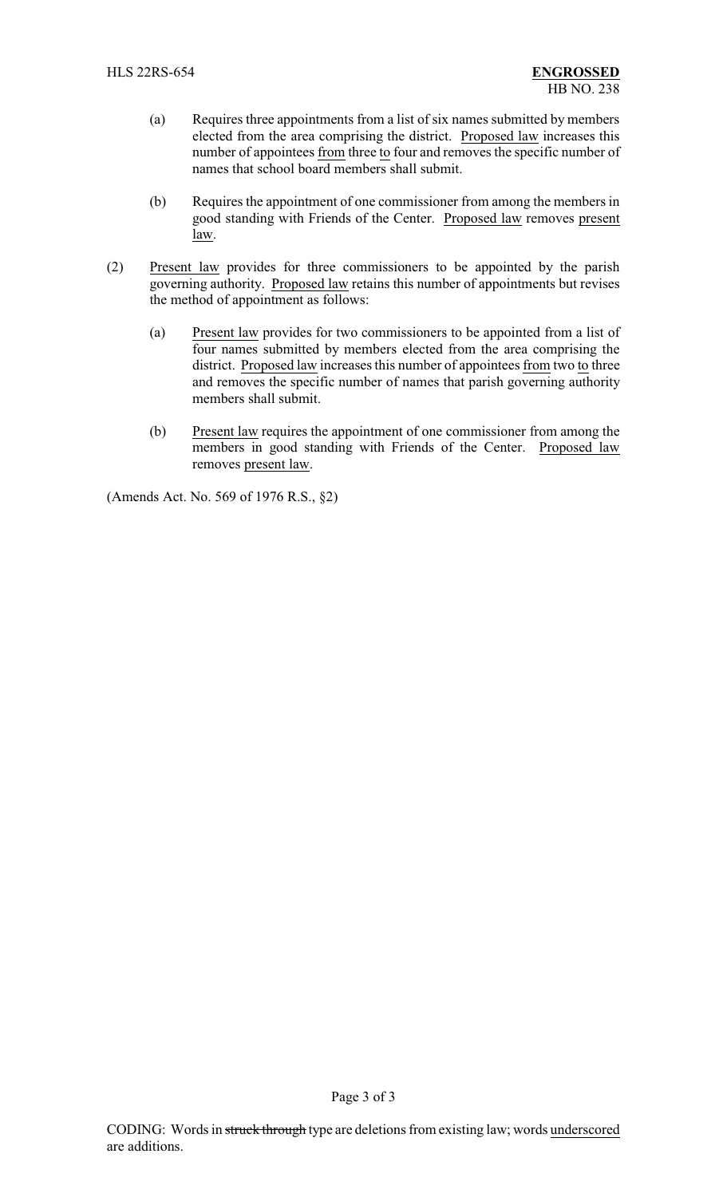(a) Requires three appointments from a list of six names submitted by members elected from the area comprising the district. Proposed law increases this number of appointees from three to four and removes the specific number of names that school board members shall submit.

(b) Requires the appointment of one commissioner from among the members in good standing with Friends of the Center. Proposed law removes present law.

(2) Present law provides for three commissioners to be appointed by the parish governing authority. Proposed law retains this number of appointments but revises the method of appointment as follows:

(a) Present law provides for two commissioners to be appointed from a list of four names submitted by members elected from the area comprising the district. Proposed law increases this number of appointees from two to three and removes the specific number of names that parish governing authority members shall submit.

(b) Present law requires the appointment of one commissioner from among the members in good standing with Friends of the Center. Proposed law removes present law.

(Amends Act. No. 569 of 1976 R.S., §2)